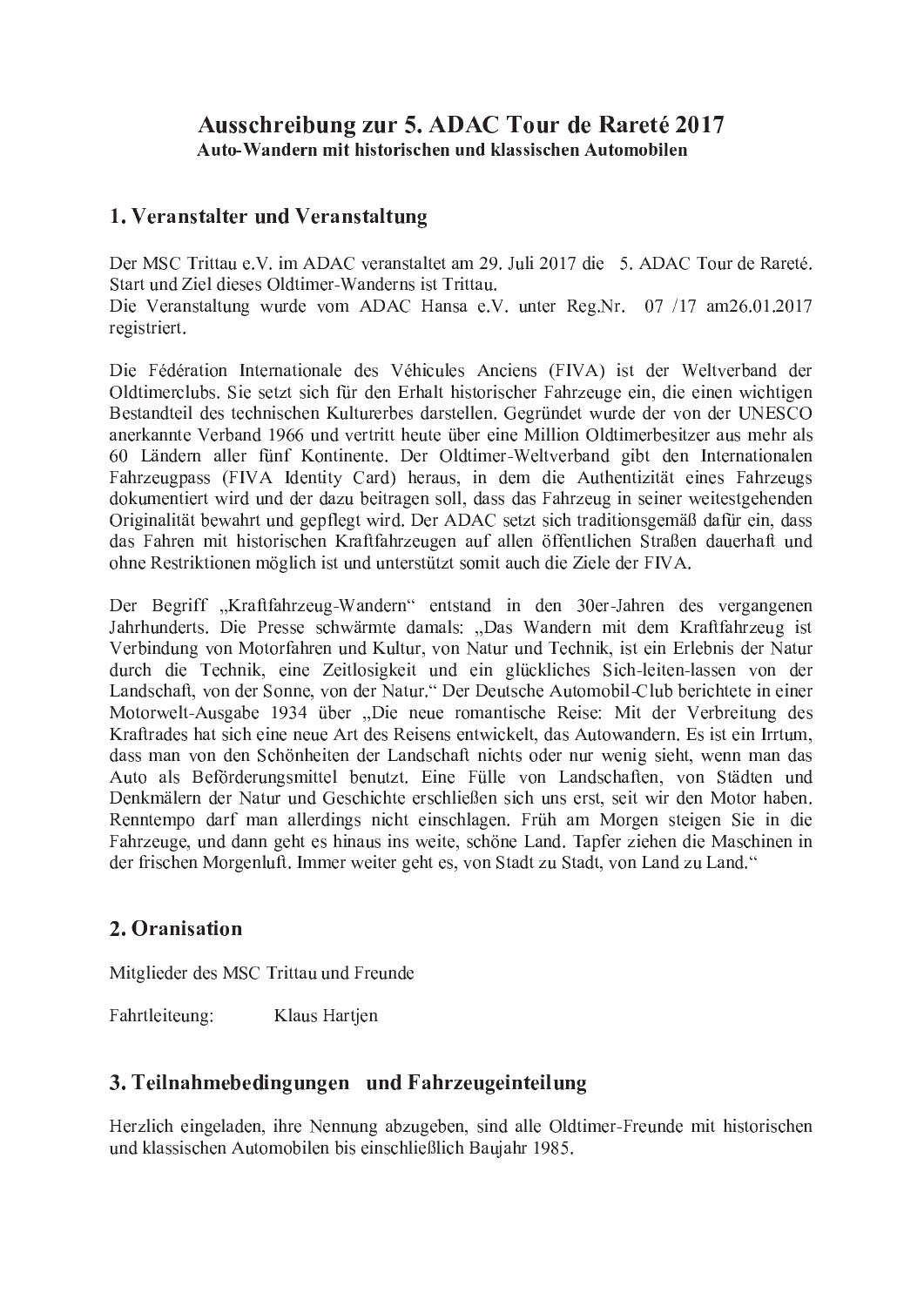# Ausschreibung zur 5. ADAC Tour de Rareté 2017

**Auto-Wandern mit historischen und klassischen Automobilen**

## 1. Veranstalter und Veranstaltung

Der MSC Trittau e.V. im ADAC veranstaltet am 29. Juli 2017 die 5. ADAC Tour de Rareté. Start und Ziel dieses Oldtimer-Wanderns ist Trittau.
Die Veranstaltung wurde vom ADAC Hansa e.V. unter Reg.Nr. 07 /17 am26.01.2017 registriert.

Die Fédération Internationale des Véhicules Anciens (FIVA) ist der Weltverband der Oldtimerclubs. Sie setzt sich für den Erhalt historischer Fahrzeuge ein, die einen wichtigen Bestandteil des technischen Kulturerbes darstellen. Gegründet wurde der von der UNESCO anerkannte Verband 1966 und vertritt heute über eine Million Oldtimerbesitzer aus mehr als 60 Ländern aller fünf Kontinente. Der Oldtimer-Weltverband gibt den Internationalen Fahrzeugpass (FIVA Identity Card) heraus, in dem die Authentizität eines Fahrzeugs dokumentiert wird und der dazu beitragen soll, dass das Fahrzeug in seiner weitestgehenden Originalität bewahrt und gepflegt wird. Der ADAC setzt sich traditionsgemäß dafür ein, dass das Fahren mit historischen Kraftfahrzeugen auf allen öffentlichen Straßen dauerhaft und ohne Restriktionen möglich ist und unterstützt somit auch die Ziele der FIVA.

Der Begriff „Kraftfahrzeug-Wandern" entstand in den 30er-Jahren des vergangenen Jahrhunderts. Die Presse schwärmte damals: „Das Wandern mit dem Kraftfahrzeug ist Verbindung von Motorfahren und Kultur, von Natur und Technik, ist ein Erlebnis der Natur durch die Technik, eine Zeitlosigkeit und ein glückliches Sich-leiten-lassen von der Landschaft, von der Sonne, von der Natur." Der Deutsche Automobil-Club berichtete in einer Motorwelt-Ausgabe 1934 über „Die neue romantische Reise: Mit der Verbreitung des Kraftrades hat sich eine neue Art des Reisens entwickelt, das Autowandern. Es ist ein Irrtum, dass man von den Schönheiten der Landschaft nichts oder nur wenig sieht, wenn man das Auto als Beförderungsmittel benutzt. Eine Fülle von Landschaften, von Städten und Denkmälern der Natur und Geschichte erschließen sich uns erst, seit wir den Motor haben. Renntempo darf man allerdings nicht einschlagen. Früh am Morgen steigen Sie in die Fahrzeuge, und dann geht es hinaus ins weite, schöne Land. Tapfer ziehen die Maschinen in der frischen Morgenluft. Immer weiter geht es, von Stadt zu Stadt, von Land zu Land."

## 2. Oranisation

Mitglieder des MSC Trittau und Freunde

Fahrtleiteung: Klaus Hartjen

## 3. Teilnahmebedingungen und Fahrzeugeinteilung

Herzlich eingeladen, ihre Nennung abzugeben, sind alle Oldtimer-Freunde mit historischen und klassischen Automobilen bis einschließlich Baujahr 1985.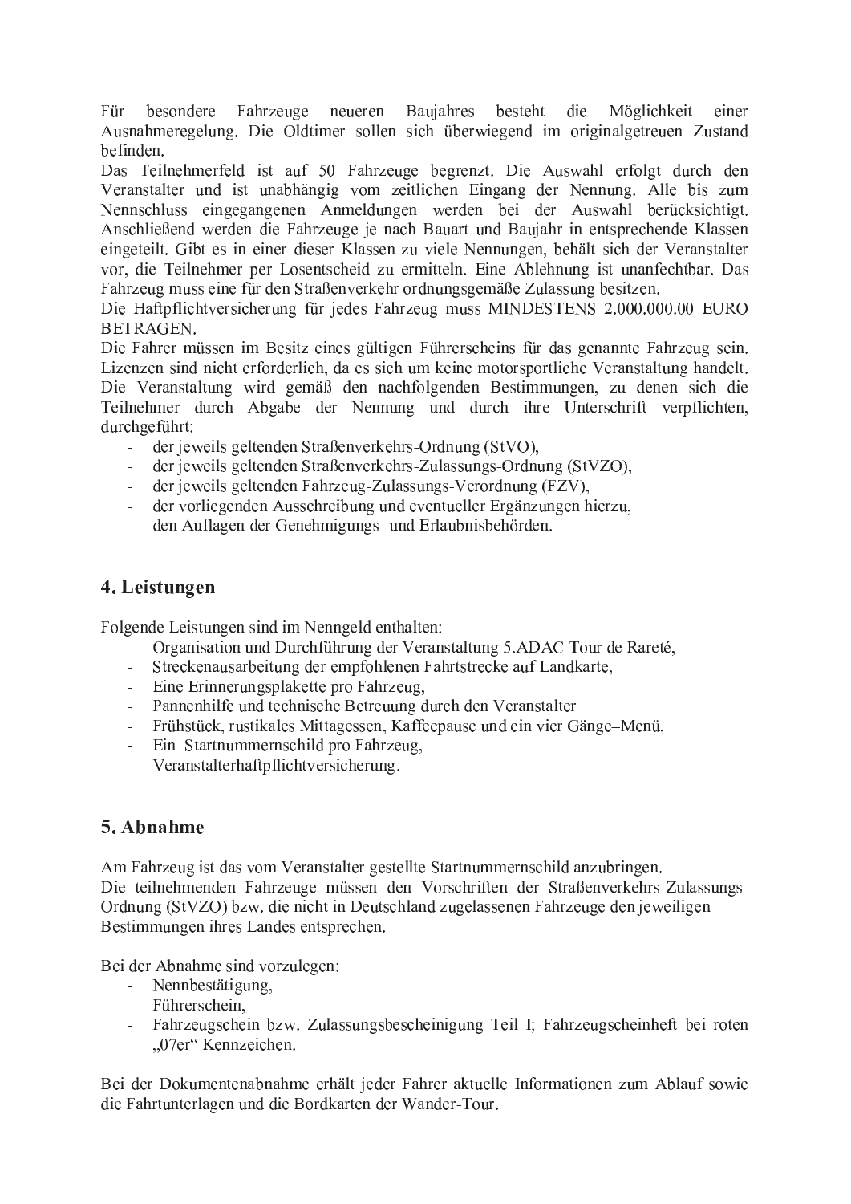Für besondere Fahrzeuge neueren Baujahres besteht die Möglichkeit einer Ausnahmeregelung. Die Oldtimer sollen sich überwiegend im originalgetreuen Zustand befinden.
Das Teilnehmerfeld ist auf 50 Fahrzeuge begrenzt. Die Auswahl erfolgt durch den Veranstalter und ist unabhängig vom zeitlichen Eingang der Nennung. Alle bis zum Nennschluss eingegangenen Anmeldungen werden bei der Auswahl berücksichtigt. Anschließend werden die Fahrzeuge je nach Bauart und Baujahr in entsprechende Klassen eingeteilt. Gibt es in einer dieser Klassen zu viele Nennungen, behält sich der Veranstalter vor, die Teilnehmer per Losentscheid zu ermitteln. Eine Ablehnung ist unanfechtbar. Das Fahrzeug muss eine für den Straßenverkehr ordnungsgemäße Zulassung besitzen.
Die Haftpflichtversicherung für jedes Fahrzeug muss MINDESTENS 2.000.000.00 EURO BETRAGEN.
Die Fahrer müssen im Besitz eines gültigen Führerscheins für das genannte Fahrzeug sein. Lizenzen sind nicht erforderlich, da es sich um keine motorsportliche Veranstaltung handelt. Die Veranstaltung wird gemäß den nachfolgenden Bestimmungen, zu denen sich die Teilnehmer durch Abgabe der Nennung und durch ihre Unterschrift verpflichten, durchgeführt:

- der jeweils geltenden Straßenverkehrs-Ordnung (StVO),
- der jeweils geltenden Straßenverkehrs-Zulassungs-Ordnung (StVZO),
- der jeweils geltenden Fahrzeug-Zulassungs-Verordnung (FZV),
- der vorliegenden Ausschreibung und eventueller Ergänzungen hierzu,
- den Auflagen der Genehmigungs- und Erlaubnisbehörden.

## 4. Leistungen

Folgende Leistungen sind im Nenngeld enthalten:

- Organisation und Durchführung der Veranstaltung 5.ADAC Tour de Rareté,
- Streckenausarbeitung der empfohlenen Fahrtstrecke auf Landkarte,
- Eine Erinnerungsplakette pro Fahrzeug,
- Pannenhilfe und technische Betreuung durch den Veranstalter
- Frühstück, rustikales Mittagessen, Kaffeepause und ein vier Gänge–Menü,
- Ein Startnummernschild pro Fahrzeug,
- Veranstalterhaftpflichtversicherung.

## 5. Abnahme

Am Fahrzeug ist das vom Veranstalter gestellte Startnummernschild anzubringen.
Die teilnehmenden Fahrzeuge müssen den Vorschriften der Straßenverkehrs-Zulassungs-Ordnung (StVZO) bzw. die nicht in Deutschland zugelassenen Fahrzeuge den jeweiligen Bestimmungen ihres Landes entsprechen.

Bei der Abnahme sind vorzulegen:

- Nennbestätigung,
- Führerschein,
- Fahrzeugschein bzw. Zulassungsbescheinigung Teil I; Fahrzeugscheinheft bei roten „07er" Kennzeichen.

Bei der Dokumentenabnahme erhält jeder Fahrer aktuelle Informationen zum Ablauf sowie die Fahrtunterlagen und die Bordkarten der Wander-Tour.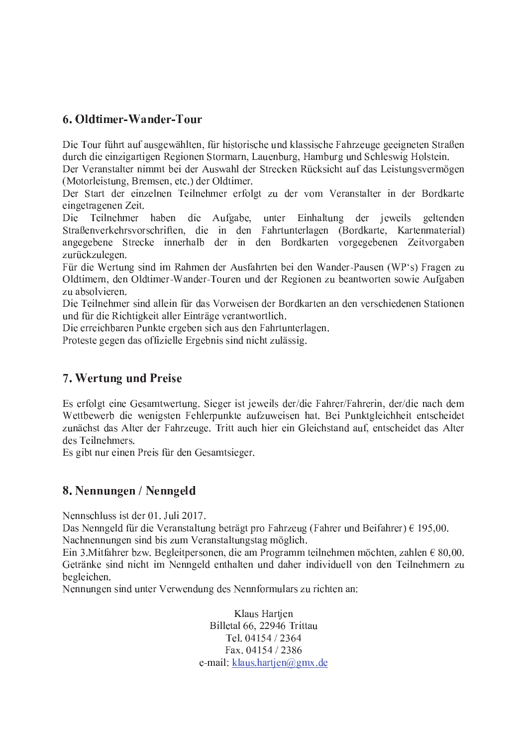## 6. Oldtimer-Wander-Tour

Die Tour führt auf ausgewählten, für historische und klassische Fahrzeuge geeigneten Straßen durch die einzigartigen Regionen Stormarn, Lauenburg, Hamburg und Schleswig Holstein.
Der Veranstalter nimmt bei der Auswahl der Strecken Rücksicht auf das Leistungsvermögen (Motorleistung, Bremsen, etc.) der Oldtimer.
Der Start der einzelnen Teilnehmer erfolgt zu der vom Veranstalter in der Bordkarte eingetragenen Zeit.
Die Teilnehmer haben die Aufgabe, unter Einhaltung der jeweils geltenden Straßenverkehrsvorschriften, die in den Fahrtunterlagen (Bordkarte, Kartenmaterial) angegebene Strecke innerhalb der in den Bordkarten vorgegebenen Zeitvorgaben zurückzulegen.
Für die Wertung sind im Rahmen der Ausfahrten bei den Wander-Pausen (WP's) Fragen zu Oldtimern, den Oldtimer-Wander-Touren und der Regionen zu beantworten sowie Aufgaben zu absolvieren.
Die Teilnehmer sind allein für das Vorweisen der Bordkarten an den verschiedenen Stationen und für die Richtigkeit aller Einträge verantwortlich.
Die erreichbaren Punkte ergeben sich aus den Fahrtunterlagen.
Proteste gegen das offizielle Ergebnis sind nicht zulässig.

## 7. Wertung und Preise

Es erfolgt eine Gesamtwertung. Sieger ist jeweils der/die Fahrer/Fahrerin, der/die nach dem Wettbewerb die wenigsten Fehlerpunkte aufzuweisen hat. Bei Punktgleichheit entscheidet zunächst das Alter der Fahrzeuge. Tritt auch hier ein Gleichstand auf, entscheidet das Alter des Teilnehmers.
Es gibt nur einen Preis für den Gesamtsieger.

## 8. Nennungen / Nenngeld

Nennschluss ist der 01. Juli 2017.
Das Nenngeld für die Veranstaltung beträgt pro Fahrzeug (Fahrer und Beifahrer) € 195,00.
Nachnennungen sind bis zum Veranstaltungstag möglich.
Ein 3.Mitfahrer bzw. Begleitpersonen, die am Programm teilnehmen möchten, zahlen € 80,00.
Getränke sind nicht im Nenngeld enthalten und daher individuell von den Teilnehmern zu begleichen.
Nennungen sind unter Verwendung des Nennformulars zu richten an:

Klaus Hartjen
Billetal 66, 22946 Trittau
Tel. 04154 / 2364
Fax. 04154 / 2386
e-mail: klaus.hartjen@gmx.de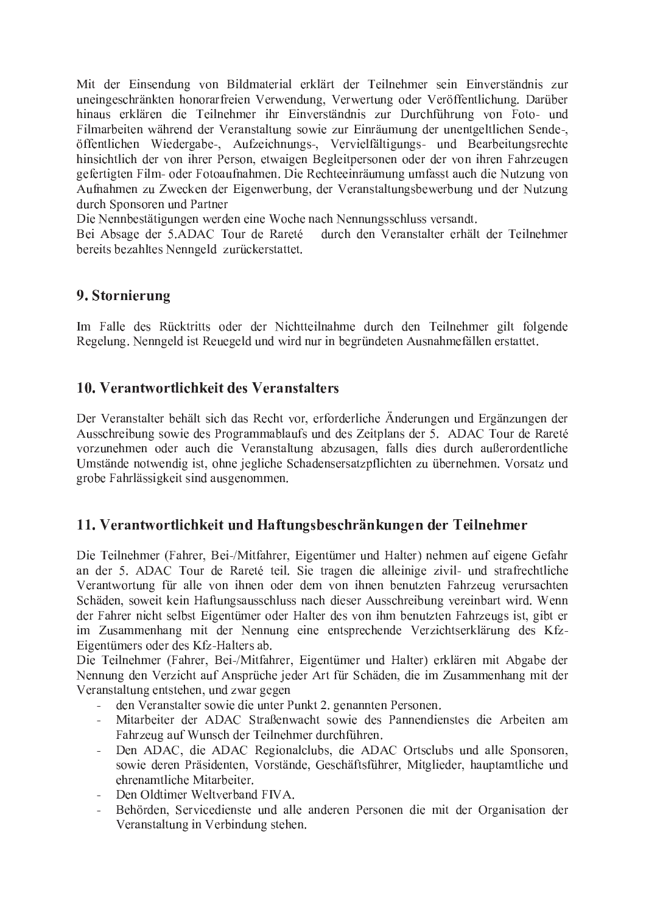Mit der Einsendung von Bildmaterial erklärt der Teilnehmer sein Einverständnis zur uneingeschränkten honorarfreien Verwendung, Verwertung oder Veröffentlichung. Darüber hinaus erklären die Teilnehmer ihr Einverständnis zur Durchführung von Foto- und Filmarbeiten während der Veranstaltung sowie zur Einräumung der unentgeltlichen Sende-, öffentlichen Wiedergabe-, Aufzeichnungs-, Vervielfältigungs- und Bearbeitungsrechte hinsichtlich der von ihrer Person, etwaigen Begleitpersonen oder der von ihren Fahrzeugen gefertigten Film- oder Fotoaufnahmen. Die Rechteeinräumung umfasst auch die Nutzung von Aufnahmen zu Zwecken der Eigenwerbung, der Veranstaltungsbewerbung und der Nutzung durch Sponsoren und Partner

Die Nennbestätigungen werden eine Woche nach Nennungsschluss versandt.

Bei Absage der 5.ADAC Tour de Rareté durch den Veranstalter erhält der Teilnehmer bereits bezahltes Nenngeld zurückerstattet.

## 9. Stornierung

Im Falle des Rücktritts oder der Nichtteilnahme durch den Teilnehmer gilt folgende Regelung. Nenngeld ist Reuegeld und wird nur in begründeten Ausnahmefällen erstattet.

## 10. Verantwortlichkeit des Veranstalters

Der Veranstalter behält sich das Recht vor, erforderliche Änderungen und Ergänzungen der Ausschreibung sowie des Programmablaufs und des Zeitplans der 5. ADAC Tour de Rareté vorzunehmen oder auch die Veranstaltung abzusagen, falls dies durch außerordentliche Umstände notwendig ist, ohne jegliche Schadensersatzpflichten zu übernehmen. Vorsatz und grobe Fahrlässigkeit sind ausgenommen.

## 11. Verantwortlichkeit und Haftungsbeschränkungen der Teilnehmer

Die Teilnehmer (Fahrer, Bei-/Mitfahrer, Eigentümer und Halter) nehmen auf eigene Gefahr an der 5. ADAC Tour de Rareté teil. Sie tragen die alleinige zivil- und strafrechtliche Verantwortung für alle von ihnen oder dem von ihnen benutzten Fahrzeug verursachten Schäden, soweit kein Haftungsausschluss nach dieser Ausschreibung vereinbart wird. Wenn der Fahrer nicht selbst Eigentümer oder Halter des von ihm benutzten Fahrzeugs ist, gibt er im Zusammenhang mit der Nennung eine entsprechende Verzichtserklärung des Kfz-Eigentümers oder des Kfz-Halters ab.

Die Teilnehmer (Fahrer, Bei-/Mitfahrer, Eigentümer und Halter) erklären mit Abgabe der Nennung den Verzicht auf Ansprüche jeder Art für Schäden, die im Zusammenhang mit der Veranstaltung entstehen, und zwar gegen

- den Veranstalter sowie die unter Punkt 2. genannten Personen.
- Mitarbeiter der ADAC Straßenwacht sowie des Pannendienstes die Arbeiten am Fahrzeug auf Wunsch der Teilnehmer durchführen.
- Den ADAC, die ADAC Regionalclubs, die ADAC Ortsclubs und alle Sponsoren, sowie deren Präsidenten, Vorstände, Geschäftsführer, Mitglieder, hauptamtliche und ehrenamtliche Mitarbeiter.
- Den Oldtimer Weltverband FIVA.
- Behörden, Servicedienste und alle anderen Personen die mit der Organisation der Veranstaltung in Verbindung stehen.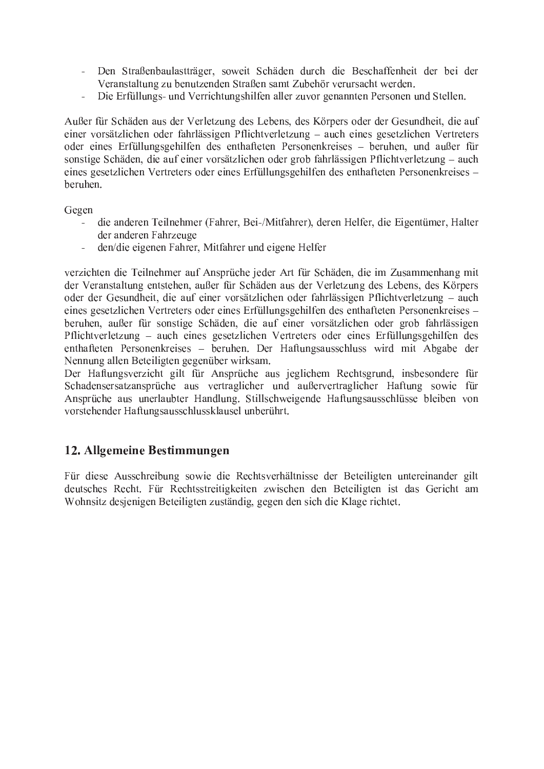- Den Straßenbaulastträger, soweit Schäden durch die Beschaffenheit der bei der Veranstaltung zu benutzenden Straßen samt Zubehör verursacht werden.
- Die Erfüllungs- und Verrichtungshilfen aller zuvor genannten Personen und Stellen.

Außer für Schäden aus der Verletzung des Lebens, des Körpers oder der Gesundheit, die auf einer vorsätzlichen oder fahrlässigen Pflichtverletzung – auch eines gesetzlichen Vertreters oder eines Erfüllungsgehilfen des enthafteten Personenkreises – beruhen, und außer für sonstige Schäden, die auf einer vorsätzlichen oder grob fahrlässigen Pflichtverletzung – auch eines gesetzlichen Vertreters oder eines Erfüllungsgehilfen des enthafteten Personenkreises – beruhen.

Gegen

- die anderen Teilnehmer (Fahrer, Bei-/Mitfahrer), deren Helfer, die Eigentümer, Halter der anderen Fahrzeuge
- den/die eigenen Fahrer, Mitfahrer und eigene Helfer

verzichten die Teilnehmer auf Ansprüche jeder Art für Schäden, die im Zusammenhang mit der Veranstaltung entstehen, außer für Schäden aus der Verletzung des Lebens, des Körpers oder der Gesundheit, die auf einer vorsätzlichen oder fahrlässigen Pflichtverletzung – auch eines gesetzlichen Vertreters oder eines Erfüllungsgehilfen des enthafteten Personenkreises – beruhen, außer für sonstige Schäden, die auf einer vorsätzlichen oder grob fahrlässigen Pflichtverletzung – auch eines gesetzlichen Vertreters oder eines Erfüllungsgehilfen des enthafteten Personenkreises – beruhen. Der Haftungsausschluss wird mit Abgabe der Nennung allen Beteiligten gegenüber wirksam.
Der Haftungsverzicht gilt für Ansprüche aus jeglichem Rechtsgrund, insbesondere für Schadensersatzansprüche aus vertraglicher und außervertraglicher Haftung sowie für Ansprüche aus unerlaubter Handlung. Stillschweigende Haftungsausschlüsse bleiben von vorstehender Haftungsausschlussklausel unberührt.

## 12. Allgemeine Bestimmungen

Für diese Ausschreibung sowie die Rechtsverhältnisse der Beteiligten untereinander gilt deutsches Recht. Für Rechtsstreitigkeiten zwischen den Beteiligten ist das Gericht am Wohnsitz desjenigen Beteiligten zuständig, gegen den sich die Klage richtet.